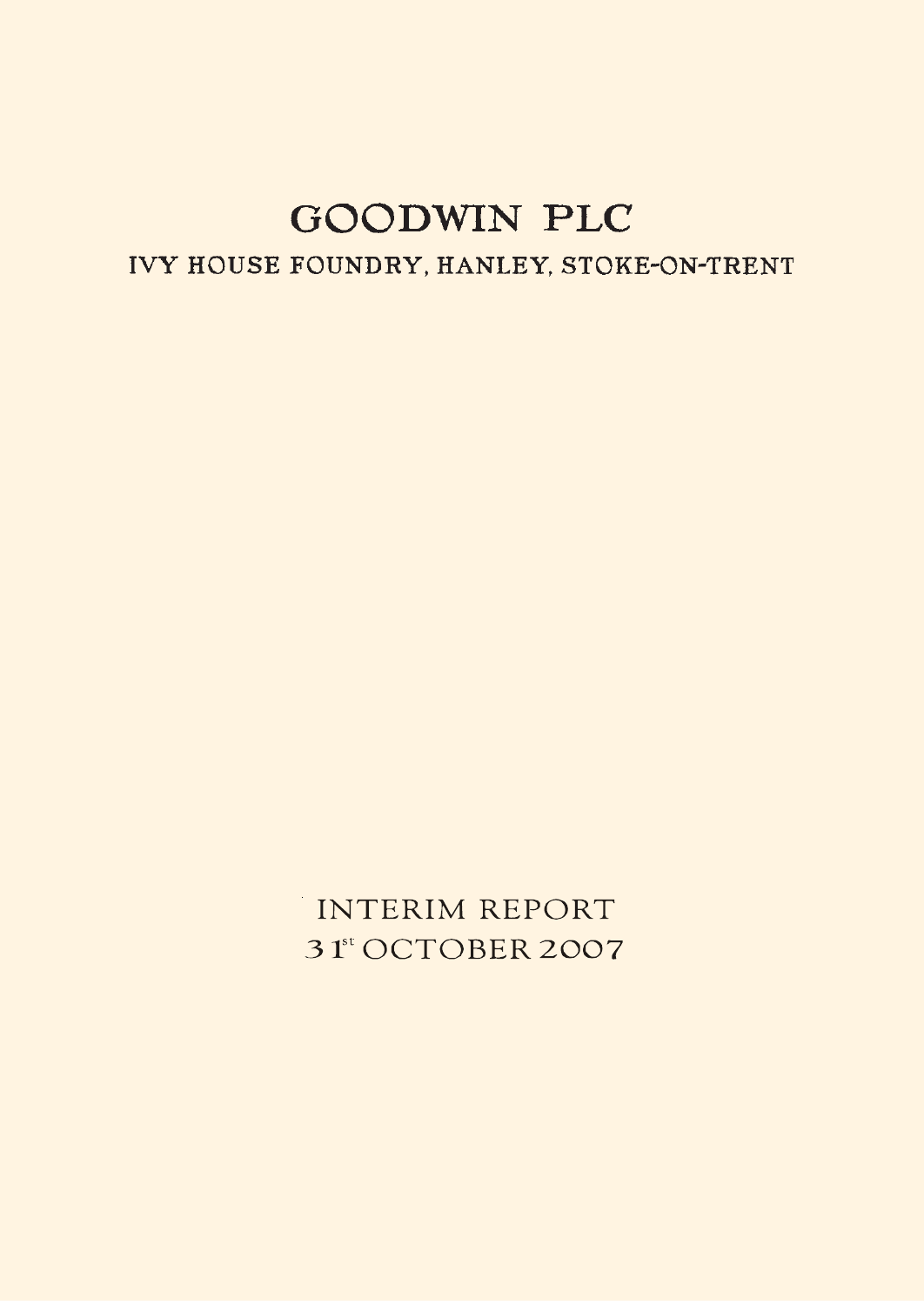# GOODWIN PLC

## IVY HOUSE FOUNDRY, HANLEY, STOKE-ON-TRENT

INTERIM REPORT

31st OCTOBER 2007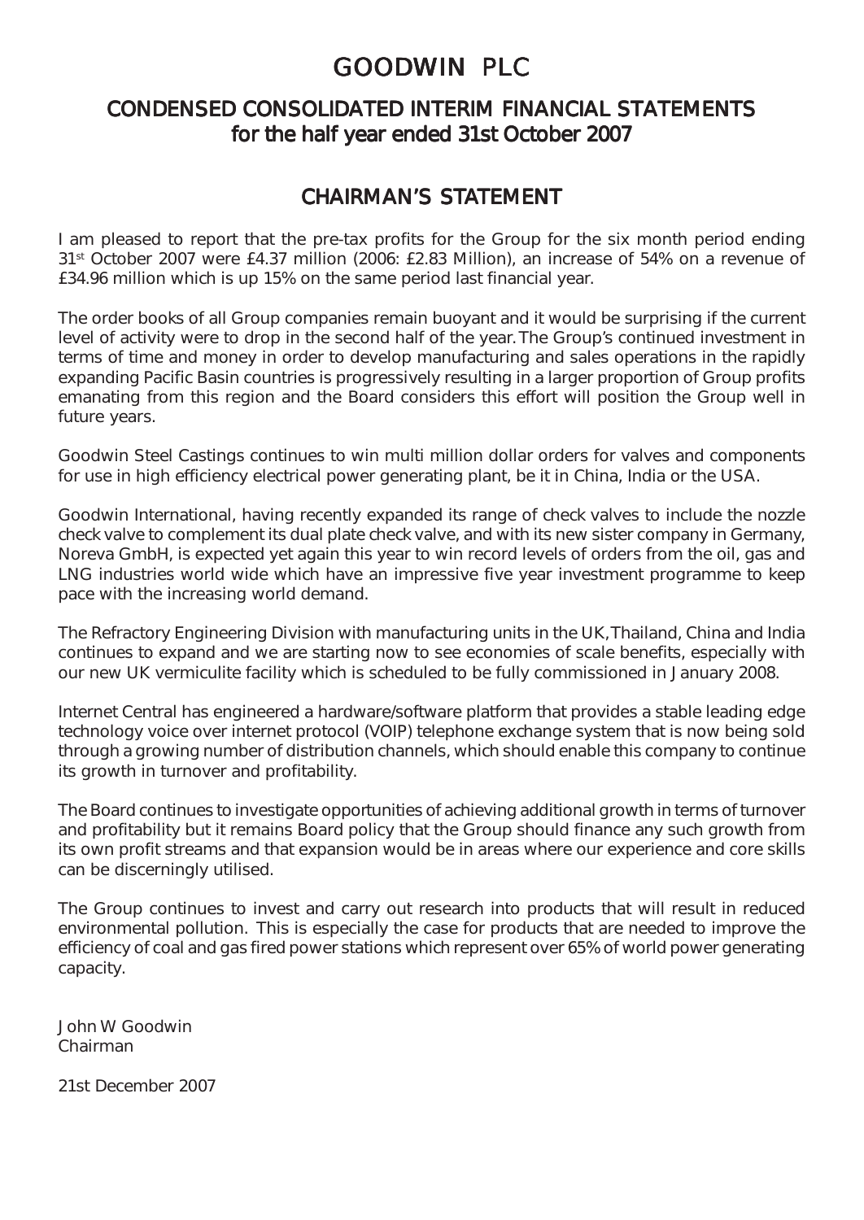# GOODWIN PLC

## CONDENSED CONSOLIDATED INTERIM FINANCIAL STATEMENTS for the half year ended 31st October 2007

## CHAIRMAN'S STATEMENT

I am pleased to report that the pre-tax profits for the Group for the six month period ending 31st October 2007 were £4.37 million (2006: £2.83 Million), an increase of 54% on a revenue of £34.96 million which is up 15% on the same period last financial year.

The order books of all Group companies remain buoyant and it would be surprising if the current level of activity were to drop in the second half of the year. The Group's continued investment in terms of time and money in order to develop manufacturing and sales operations in the rapidly expanding Pacific Basin countries is progressively resulting in a larger proportion of Group profits emanating from this region and the Board considers this effort will position the Group well in future years.

Goodwin Steel Castings continues to win multi million dollar orders for valves and components for use in high efficiency electrical power generating plant, be it in China, India or the USA.

Goodwin International, having recently expanded its range of check valves to include the nozzle check valve to complement its dual plate check valve, and with its new sister company in Germany, Noreva GmbH, is expected yet again this year to win record levels of orders from the oil, gas and LNG industries world wide which have an impressive five year investment programme to keep pace with the increasing world demand.

The Refractory Engineering Division with manufacturing units in the UK, Thailand, China and India continues to expand and we are starting now to see economies of scale benefits, especially with our new UK vermiculite facility which is scheduled to be fully commissioned in January 2008.

Internet Central has engineered a hardware/software platform that provides a stable leading edge technology voice over internet protocol (VOIP) telephone exchange system that is now being sold through a growing number of distribution channels, which should enable this company to continue its growth in turnover and profitability.

The Board continues to investigate opportunities of achieving additional growth in terms of turnover and profitability but it remains Board policy that the Group should finance any such growth from its own profit streams and that expansion would be in areas where our experience and core skills can be discerningly utilised.

The Group continues to invest and carry out research into products that will result in reduced environmental pollution. This is especially the case for products that are needed to improve the efficiency of coal and gas fired power stations which represent over 65% of world power generating capacity.

John W Goodwin
Chairman

21st December 2007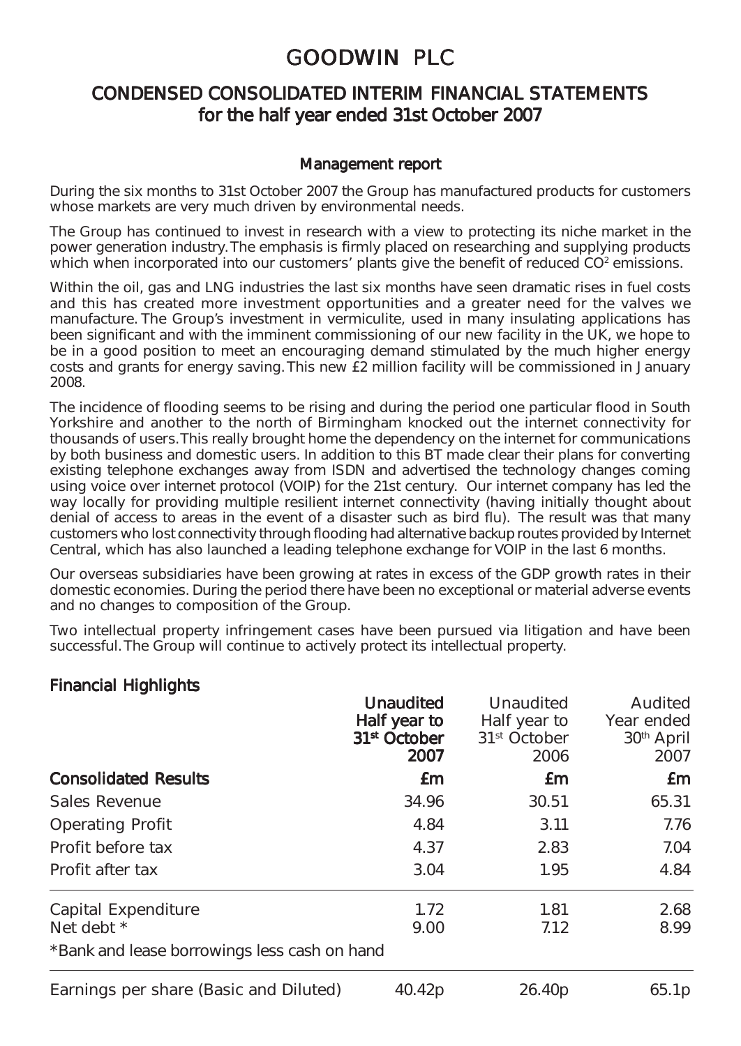# GOODWIN PLC

## CONDENSED CONSOLIDATED INTERIM FINANCIAL STATEMENTS for the half year ended 31st October 2007

### Management report

During the six months to 31st October 2007 the Group has manufactured products for customers whose markets are very much driven by environmental needs.

The Group has continued to invest in research with a view to protecting its niche market in the power generation industry. The emphasis is firmly placed on researching and supplying products which when incorporated into our customers' plants give the benefit of reduced $CO^2$ emissions.

Within the oil, gas and LNG industries the last six months have seen dramatic rises in fuel costs and this has created more investment opportunities and a greater need for the valves we manufacture. The Group's investment in vermiculite, used in many insulating applications has been significant and with the imminent commissioning of our new facility in the UK, we hope to be in a good position to meet an encouraging demand stimulated by the much higher energy costs and grants for energy saving. This new £2 million facility will be commissioned in January 2008.

The incidence of flooding seems to be rising and during the period one particular flood in South Yorkshire and another to the north of Birmingham knocked out the internet connectivity for thousands of users. This really brought home the dependency on the internet for communications by both business and domestic users. In addition to this BT made clear their plans for converting existing telephone exchanges away from ISDN and advertised the technology changes coming using voice over internet protocol (VOIP) for the 21st century. Our internet company has led the way locally for providing multiple resilient internet connectivity (having initially thought about denial of access to areas in the event of a disaster such as bird flu). The result was that many customers who lost connectivity through flooding had alternative backup routes provided by Internet Central, which has also launched a leading telephone exchange for VOIP in the last 6 months.

Our overseas subsidiaries have been growing at rates in excess of the GDP growth rates in their domestic economies. During the period there have been no exceptional or material adverse events and no changes to composition of the Group.

Two intellectual property infringement cases have been pursued via litigation and have been successful. The Group will continue to actively protect its intellectual property.

### Financial Highlights

| | **Unaudited Half year to 31st October 2007** | Unaudited Half year to 31st October 2006 | Audited Year ended 30th April 2007 |
|---|---|---|---|
| **Consolidated Results** | **£m** | **£m** | **£m** |
| Sales Revenue | 34.96 | 30.51 | 65.31 |
| Operating Profit | 4.84 | 3.11 | 7.76 |
| Profit before tax | 4.37 | 2.83 | 7.04 |
| Profit after tax | 3.04 | 1.95 | 4.84 |
| Capital Expenditure | 1.72 | 1.81 | 2.68 |
| Net debt * | 9.00 | 7.12 | 8.99 |
| *Bank and lease borrowings less cash on hand | | | |
| Earnings per share (Basic and Diluted) | 40.42p | 26.40p | 65.1p |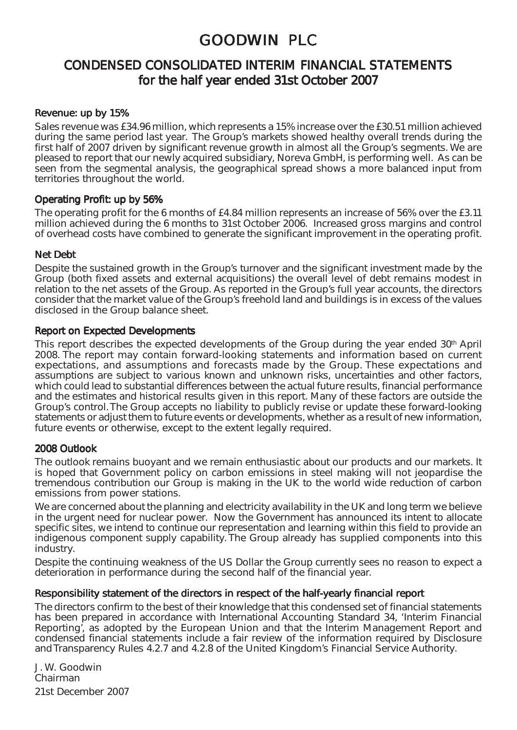# GOODWIN PLC

## CONDENSED CONSOLIDATED INTERIM FINANCIAL STATEMENTS for the half year ended 31st October 2007

### Revenue: up by 15%

Sales revenue was £34.96 million, which represents a 15% increase over the £30.51 million achieved during the same period last year. The Group's markets showed healthy overall trends during the first half of 2007 driven by significant revenue growth in almost all the Group's segments. We are pleased to report that our newly acquired subsidiary, Noreva GmbH, is performing well. As can be seen from the segmental analysis, the geographical spread shows a more balanced input from territories throughout the world.

### Operating Profit: up by 56%

The operating profit for the 6 months of £4.84 million represents an increase of 56% over the £3.11 million achieved during the 6 months to 31st October 2006. Increased gross margins and control of overhead costs have combined to generate the significant improvement in the operating profit.

### Net Debt

Despite the sustained growth in the Group's turnover and the significant investment made by the Group (both fixed assets and external acquisitions) the overall level of debt remains modest in relation to the net assets of the Group. As reported in the Group's full year accounts, the directors consider that the market value of the Group's freehold land and buildings is in excess of the values disclosed in the Group balance sheet.

### Report on Expected Developments

This report describes the expected developments of the Group during the year ended 30th April 2008. The report may contain forward-looking statements and information based on current expectations, and assumptions and forecasts made by the Group. These expectations and assumptions are subject to various known and unknown risks, uncertainties and other factors, which could lead to substantial differences between the actual future results, financial performance and the estimates and historical results given in this report. Many of these factors are outside the Group's control. The Group accepts no liability to publicly revise or update these forward-looking statements or adjust them to future events or developments, whether as a result of new information, future events or otherwise, except to the extent legally required.

### 2008 Outlook

The outlook remains buoyant and we remain enthusiastic about our products and our markets. It is hoped that Government policy on carbon emissions in steel making will not jeopardise the tremendous contribution our Group is making in the UK to the world wide reduction of carbon emissions from power stations.

We are concerned about the planning and electricity availability in the UK and long term we believe in the urgent need for nuclear power. Now the Government has announced its intent to allocate specific sites, we intend to continue our representation and learning within this field to provide an indigenous component supply capability. The Group already has supplied components into this industry.

Despite the continuing weakness of the US Dollar the Group currently sees no reason to expect a deterioration in performance during the second half of the financial year.

### Responsibility statement of the directors in respect of the half-yearly financial report

The directors confirm to the best of their knowledge that this condensed set of financial statements has been prepared in accordance with International Accounting Standard 34, 'Interim Financial Reporting', as adopted by the European Union and that the Interim Management Report and condensed financial statements include a fair review of the information required by Disclosure and Transparency Rules 4.2.7 and 4.2.8 of the United Kingdom's Financial Service Authority.

J. W. Goodwin
Chairman
21st December 2007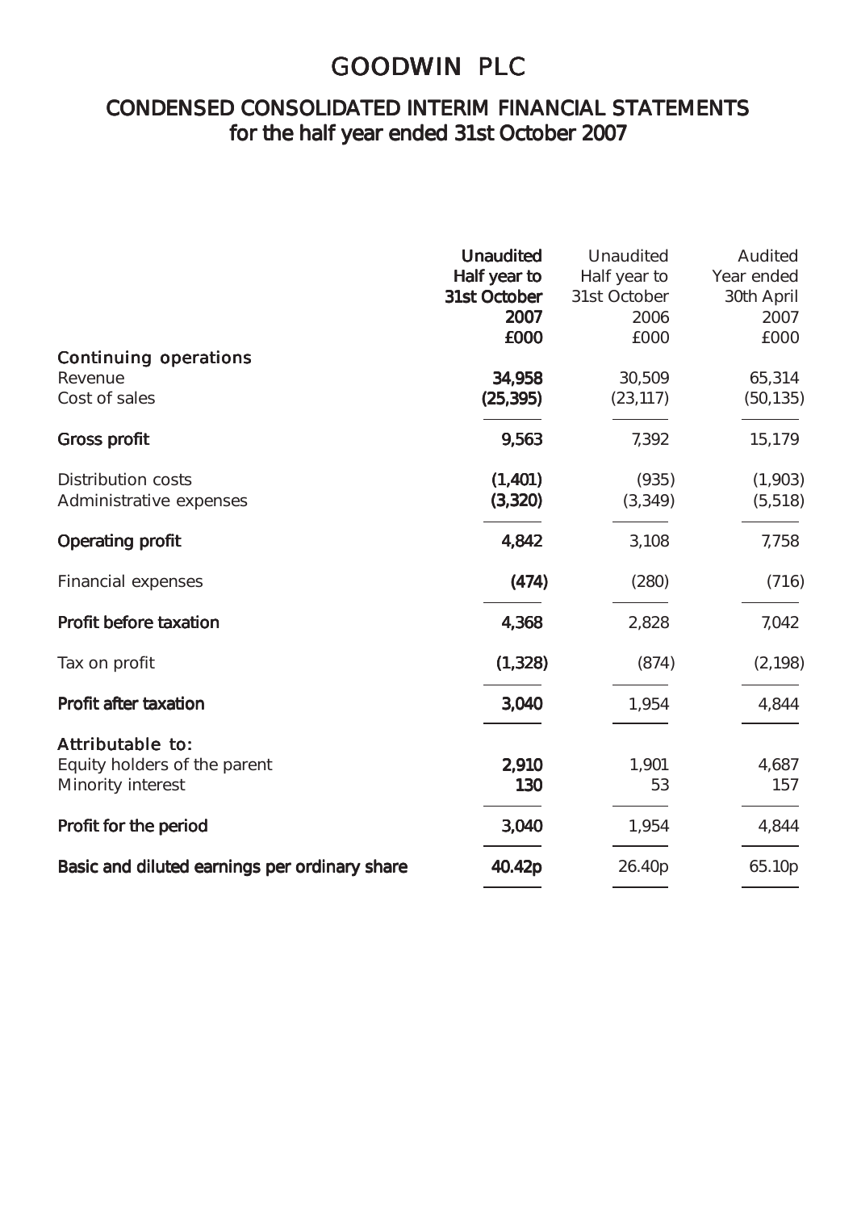# GOODWIN PLC

## CONDENSED CONSOLIDATED INTERIM FINANCIAL STATEMENTS
## for the half year ended 31st October 2007

| | **Unaudited Half year to 31st October 2007 £000** | Unaudited Half year to 31st October 2006 £000 | Audited Year ended 30th April 2007 £000 |
|---|---|---|---|
| **Continuing operations** | | | |
| Revenue | **34,958** | 30,509 | 65,314 |
| Cost of sales | **(25,395)** | (23,117) | (50,135) |
| **Gross profit** | **9,563** | 7,392 | 15,179 |
| Distribution costs | **(1,401)** | (935) | (1,903) |
| Administrative expenses | **(3,320)** | (3,349) | (5,518) |
| **Operating profit** | **4,842** | 3,108 | 7,758 |
| Financial expenses | **(474)** | (280) | (716) |
| **Profit before taxation** | **4,368** | 2,828 | 7,042 |
| Tax on profit | **(1,328)** | (874) | (2,198) |
| **Profit after taxation** | **3,040** | 1,954 | 4,844 |
| **Attributable to:** | | | |
| Equity holders of the parent | **2,910** | 1,901 | 4,687 |
| Minority interest | **130** | 53 | 157 |
| **Profit for the period** | **3,040** | 1,954 | 4,844 |
| **Basic and diluted earnings per ordinary share** | **40.42p** | 26.40p | 65.10p |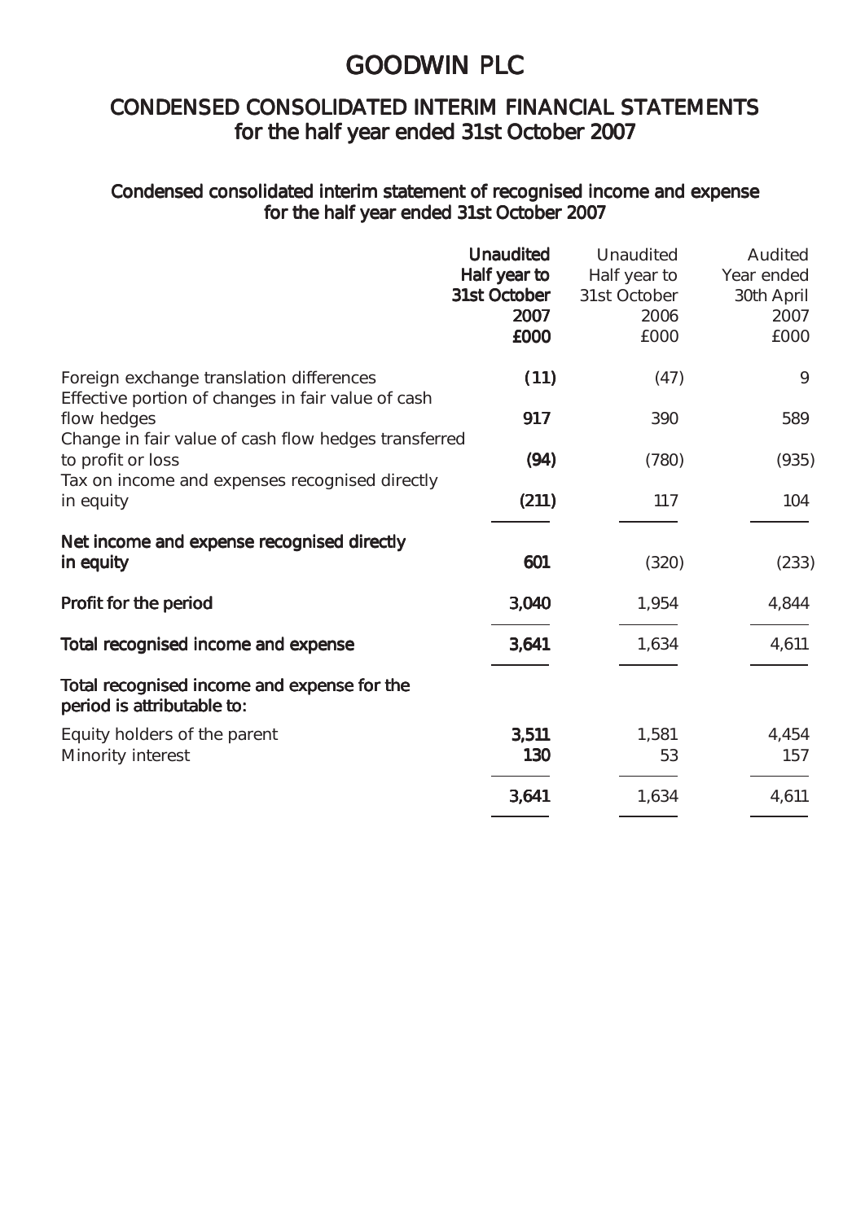# GOODWIN PLC

## CONDENSED CONSOLIDATED INTERIM FINANCIAL STATEMENTS for the half year ended 31st October 2007

### Condensed consolidated interim statement of recognised income and expense for the half year ended 31st October 2007

| | **Unaudited Half year to 31st October 2007 £000** | Unaudited Half year to 31st October 2006 £000 | Audited Year ended 30th April 2007 £000 |
|---|---|---|---|
| Foreign exchange translation differences | **(11)** | (47) | 9 |
| Effective portion of changes in fair value of cash flow hedges | **917** | 390 | 589 |
| Change in fair value of cash flow hedges transferred to profit or loss | **(94)** | (780) | (935) |
| Tax on income and expenses recognised directly in equity | **(211)** | 117 | 104 |
| **Net income and expense recognised directly in equity** | **601** | (320) | (233) |
| **Profit for the period** | **3,040** | 1,954 | 4,844 |
| **Total recognised income and expense** | **3,641** | 1,634 | 4,611 |
| **Total recognised income and expense for the period is attributable to:** | | | |
| Equity holders of the parent | **3,511** | 1,581 | 4,454 |
| Minority interest | **130** | 53 | 157 |
| | **3,641** | 1,634 | 4,611 |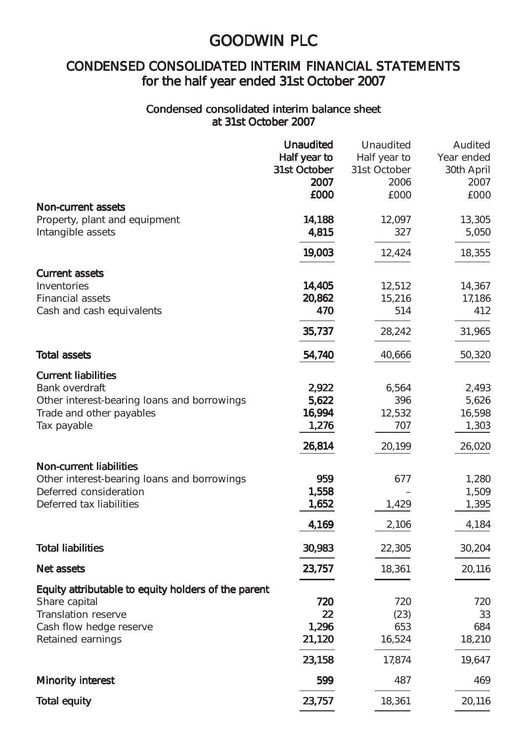# GOODWIN PLC

## CONDENSED CONSOLIDATED INTERIM FINANCIAL STATEMENTS for the half year ended 31st October 2007

### Condensed consolidated interim balance sheet at 31st October 2007

| | **Unaudited Half year to 31st October 2007 £000** | Unaudited Half year to 31st October 2006 £000 | Audited Year ended 30th April 2007 £000 |
|---|---|---|---|
| **Non-current assets** | | | |
| Property, plant and equipment | **14,188** | 12,097 | 13,305 |
| Intangible assets | **4,815** | 327 | 5,050 |
| | **19,003** | 12,424 | 18,355 |
| **Current assets** | | | |
| Inventories | **14,405** | 12,512 | 14,367 |
| Financial assets | **20,862** | 15,216 | 17,186 |
| Cash and cash equivalents | **470** | 514 | 412 |
| | **35,737** | 28,242 | 31,965 |
| **Total assets** | **54,740** | 40,666 | 50,320 |
| **Current liabilities** | | | |
| Bank overdraft | **2,922** | 6,564 | 2,493 |
| Other interest-bearing loans and borrowings | **5,622** | 396 | 5,626 |
| Trade and other payables | **16,994** | 12,532 | 16,598 |
| Tax payable | **1,276** | 707 | 1,303 |
| | **26,814** | 20,199 | 26,020 |
| **Non-current liabilities** | | | |
| Other interest-bearing loans and borrowings | **959** | 677 | 1,280 |
| Deferred consideration | **1,558** | – | 1,509 |
| Deferred tax liabilities | **1,652** | 1,429 | 1,395 |
| | **4,169** | 2,106 | 4,184 |
| **Total liabilities** | **30,983** | 22,305 | 30,204 |
| **Net assets** | **23,757** | 18,361 | 20,116 |
| **Equity attributable to equity holders of the parent** | | | |
| Share capital | **720** | 720 | 720 |
| Translation reserve | **22** | (23) | 33 |
| Cash flow hedge reserve | **1,296** | 653 | 684 |
| Retained earnings | **21,120** | 16,524 | 18,210 |
| | **23,158** | 17,874 | 19,647 |
| **Minority interest** | **599** | 487 | 469 |
| **Total equity** | **23,757** | 18,361 | 20,116 |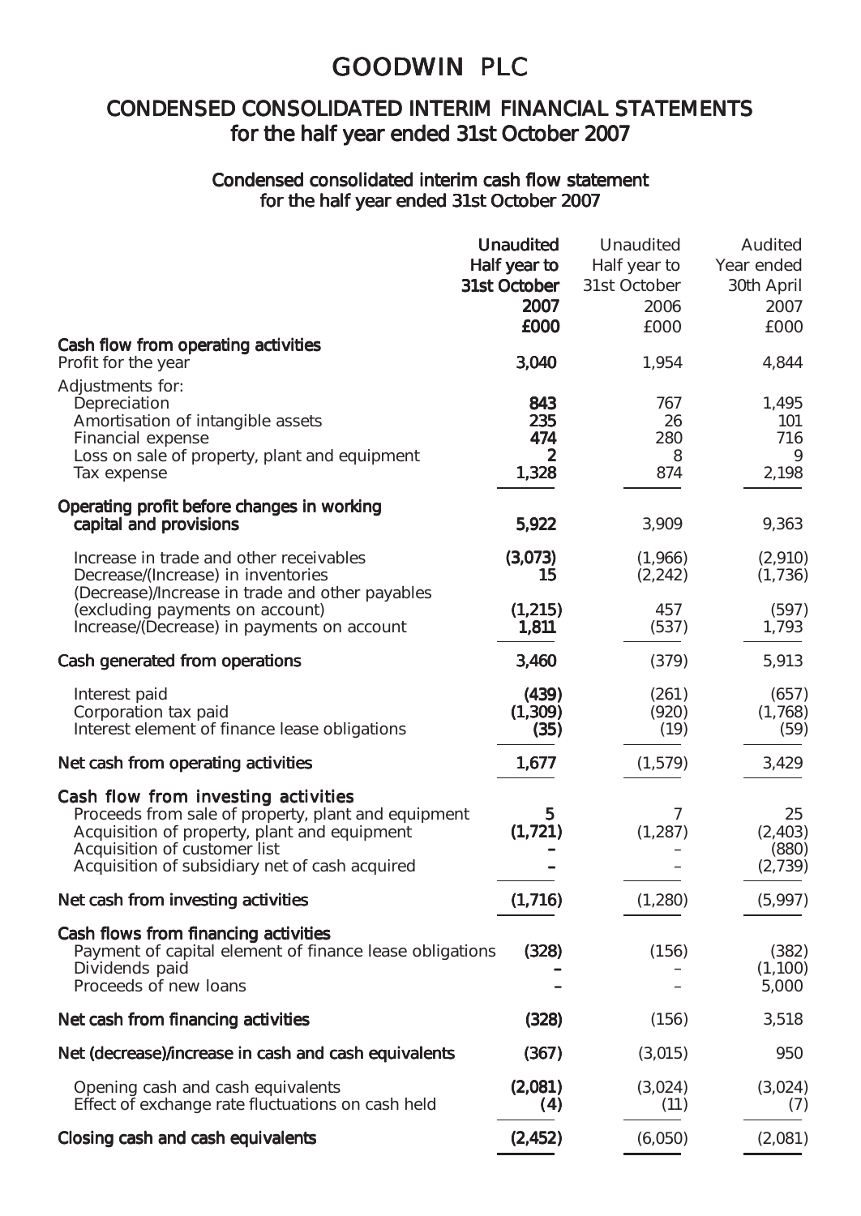# GOODWIN PLC

## CONDENSED CONSOLIDATED INTERIM FINANCIAL STATEMENTS for the half year ended 31st October 2007

### Condensed consolidated interim cash flow statement for the half year ended 31st October 2007

| | **Unaudited Half year to 31st October 2007 £000** | Unaudited Half year to 31st October 2006 £000 | Audited Year ended 30th April 2007 £000 |
|---|---|---|---|
| **Cash flow from operating activities** | | | |
| Profit for the year | **3,040** | 1,954 | 4,844 |
| Adjustments for: | | | |
| Depreciation | **843** | 767 | 1,495 |
| Amortisation of intangible assets | **235** | 26 | 101 |
| Financial expense | **474** | 280 | 716 |
| Loss on sale of property, plant and equipment | **2** | 8 | 9 |
| Tax expense | **1,328** | 874 | 2,198 |
| **Operating profit before changes in working capital and provisions** | **5,922** | 3,909 | 9,363 |
| Increase in trade and other receivables | **(3,073)** | (1,966) | (2,910) |
| Decrease/(Increase) in inventories | **15** | (2,242) | (1,736) |
| (Decrease)/Increase in trade and other payables (excluding payments on account) | **(1,215)** | 457 | (597) |
| Increase/(Decrease) in payments on account | **1,811** | (537) | 1,793 |
| **Cash generated from operations** | **3,460** | (379) | 5,913 |
| Interest paid | **(439)** | (261) | (657) |
| Corporation tax paid | **(1,309)** | (920) | (1,768) |
| Interest element of finance lease obligations | **(35)** | (19) | (59) |
| **Net cash from operating activities** | **1,677** | (1,579) | 3,429 |
| **Cash flow from investing activities** | | | |
| Proceeds from sale of property, plant and equipment | **5** | 7 | 25 |
| Acquisition of property, plant and equipment | **(1,721)** | (1,287) | (2,403) |
| Acquisition of customer list | **–** | – | (880) |
| Acquisition of subsidiary net of cash acquired | **–** | – | (2,739) |
| **Net cash from investing activities** | **(1,716)** | (1,280) | (5,997) |
| **Cash flows from financing activities** | | | |
| Payment of capital element of finance lease obligations | **(328)** | (156) | (382) |
| Dividends paid | **–** | – | (1,100) |
| Proceeds of new loans | **–** | – | 5,000 |
| **Net cash from financing activities** | **(328)** | (156) | 3,518 |
| **Net (decrease)/increase in cash and cash equivalents** | **(367)** | (3,015) | 950 |
| Opening cash and cash equivalents | **(2,081)** | (3,024) | (3,024) |
| Effect of exchange rate fluctuations on cash held | **(4)** | (11) | (7) |
| **Closing cash and cash equivalents** | **(2,452)** | (6,050) | (2,081) |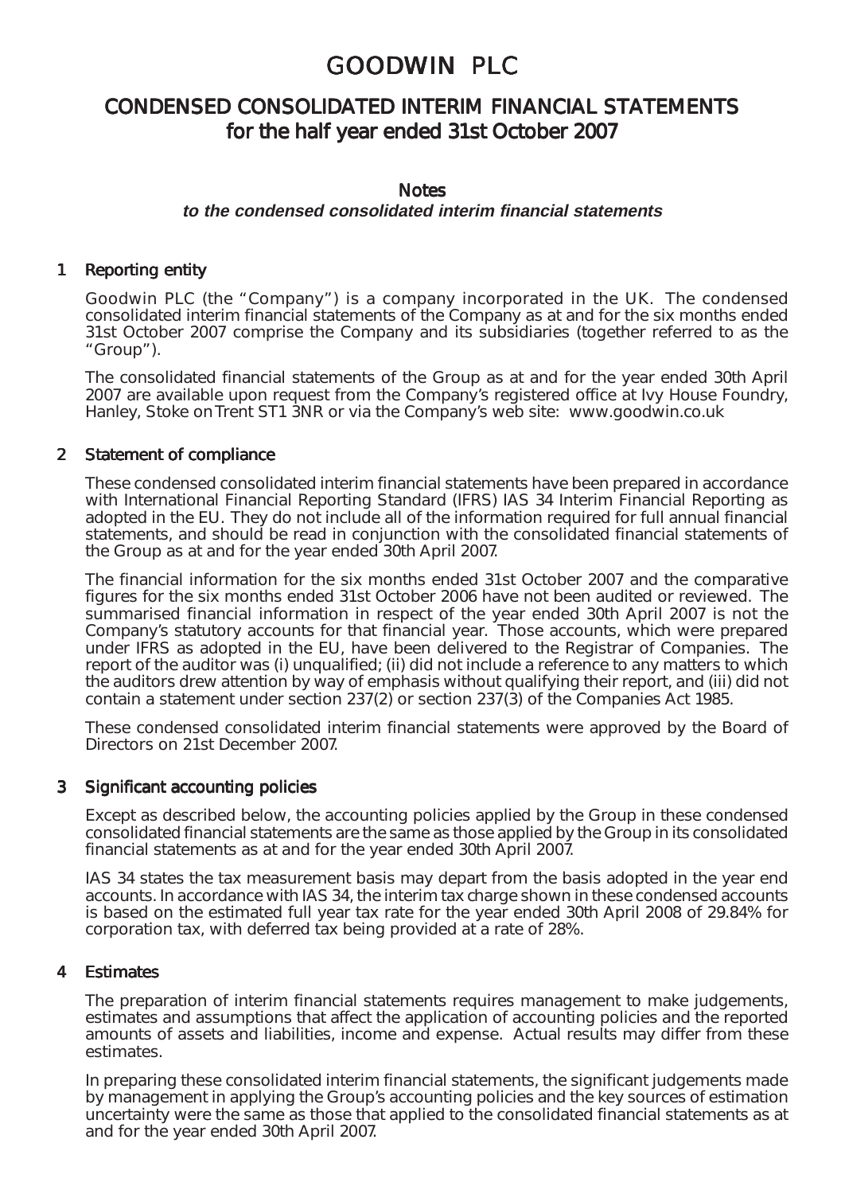# GOODWIN PLC

## CONDENSED CONSOLIDATED INTERIM FINANCIAL STATEMENTS for the half year ended 31st October 2007

### Notes

***to the condensed consolidated interim financial statements***

**1 Reporting entity**

Goodwin PLC (the "Company") is a company incorporated in the UK. The condensed consolidated interim financial statements of the Company as at and for the six months ended 31st October 2007 comprise the Company and its subsidiaries (together referred to as the "Group").

The consolidated financial statements of the Group as at and for the year ended 30th April 2007 are available upon request from the Company's registered office at Ivy House Foundry, Hanley, Stoke on Trent ST1 3NR or via the Company's web site: www.goodwin.co.uk

**2 Statement of compliance**

These condensed consolidated interim financial statements have been prepared in accordance with International Financial Reporting Standard (IFRS) IAS 34 Interim Financial Reporting as adopted in the EU. They do not include all of the information required for full annual financial statements, and should be read in conjunction with the consolidated financial statements of the Group as at and for the year ended 30th April 2007.

The financial information for the six months ended 31st October 2007 and the comparative figures for the six months ended 31st October 2006 have not been audited or reviewed. The summarised financial information in respect of the year ended 30th April 2007 is not the Company's statutory accounts for that financial year. Those accounts, which were prepared under IFRS as adopted in the EU, have been delivered to the Registrar of Companies. The report of the auditor was (i) unqualified; (ii) did not include a reference to any matters to which the auditors drew attention by way of emphasis without qualifying their report, and (iii) did not contain a statement under section 237(2) or section 237(3) of the Companies Act 1985.

These condensed consolidated interim financial statements were approved by the Board of Directors on 21st December 2007.

**3 Significant accounting policies**

Except as described below, the accounting policies applied by the Group in these condensed consolidated financial statements are the same as those applied by the Group in its consolidated financial statements as at and for the year ended 30th April 2007.

IAS 34 states the tax measurement basis may depart from the basis adopted in the year end accounts. In accordance with IAS 34, the interim tax charge shown in these condensed accounts is based on the estimated full year tax rate for the year ended 30th April 2008 of 29.84% for corporation tax, with deferred tax being provided at a rate of 28%.

**4 Estimates**

The preparation of interim financial statements requires management to make judgements, estimates and assumptions that affect the application of accounting policies and the reported amounts of assets and liabilities, income and expense. Actual results may differ from these estimates.

In preparing these consolidated interim financial statements, the significant judgements made by management in applying the Group's accounting policies and the key sources of estimation uncertainty were the same as those that applied to the consolidated financial statements as at and for the year ended 30th April 2007.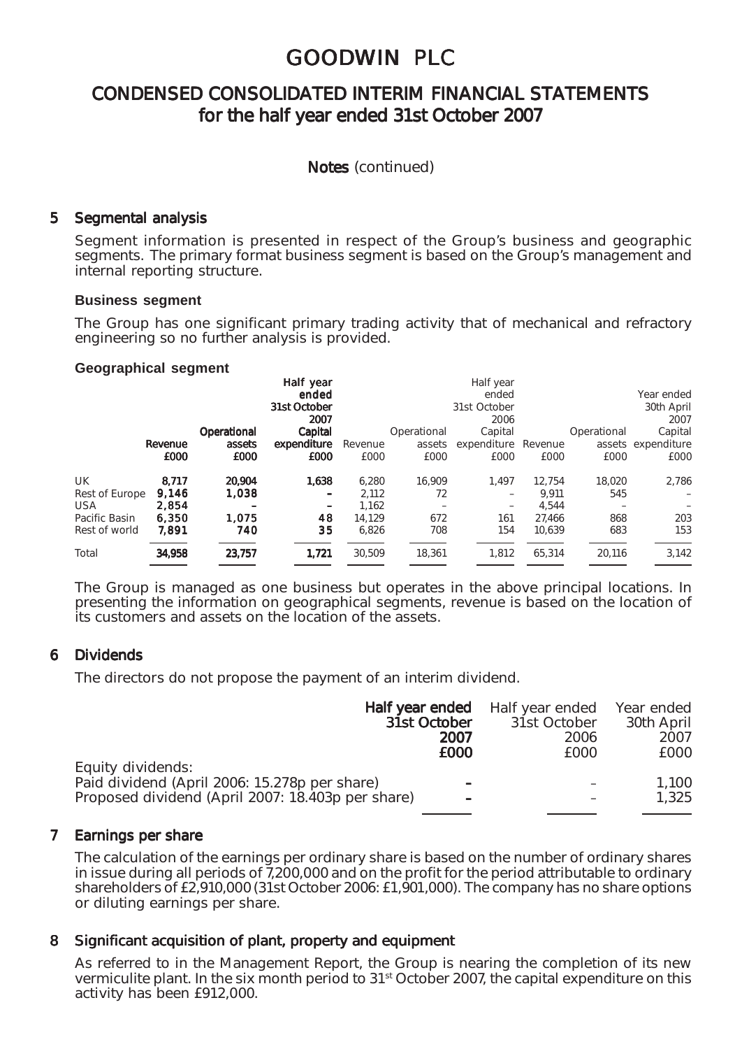# GOODWIN PLC

## CONDENSED CONSOLIDATED INTERIM FINANCIAL STATEMENTS
## for the half year ended 31st October 2007

**Notes** (continued)

### 5 Segmental analysis

Segment information is presented in respect of the Group's business and geographic segments. The primary format business segment is based on the Group's management and internal reporting structure.

**Business segment**

The Group has one significant primary trading activity that of mechanical and refractory engineering so no further analysis is provided.

**Geographical segment**

| | | | **Half year ended 31st October 2007** | | | Half year ended 31st October 2006 | | | Year ended 30th April 2007 |
|---|---|---|---|---|---|---|---|---|---|
| | **Revenue £000** | **Operational assets £000** | **Capital expenditure £000** | Revenue £000 | Operational assets £000 | Capital expenditure £000 | Revenue £000 | Operational assets £000 | Capital expenditure £000 |
| UK | **8,717** | **20,904** | **1,638** | 6,280 | 16,909 | 1,497 | 12,754 | 18,020 | 2,786 |
| Rest of Europe | **9,146** | **1,038** | **–** | 2,112 | 72 | – | 9,911 | 545 | – |
| USA | **2,854** | **–** | **–** | 1,162 | – | – | 4,544 | – | – |
| Pacific Basin | **6,350** | **1,075** | **48** | 14,129 | 672 | 161 | 27,466 | 868 | 203 |
| Rest of world | **7,891** | **740** | **35** | 6,826 | 708 | 154 | 10,639 | 683 | 153 |
| Total | **34,958** | **23,757** | **1,721** | 30,509 | 18,361 | 1,812 | 65,314 | 20,116 | 3,142 |

The Group is managed as one business but operates in the above principal locations. In presenting the information on geographical segments, revenue is based on the location of its customers and assets on the location of the assets.

### 6 Dividends

The directors do not propose the payment of an interim dividend.

| | **Half year ended 31st October 2007 £000** | Half year ended 31st October 2006 £000 | Year ended 30th April 2007 £000 |
|---|---|---|---|
| Equity dividends: | | | |
| Paid dividend (April 2006: 15.278p per share) | **–** | – | 1,100 |
| Proposed dividend (April 2007: 18.403p per share) | **–** | – | 1,325 |

### 7 Earnings per share

The calculation of the earnings per ordinary share is based on the number of ordinary shares in issue during all periods of 7,200,000 and on the profit for the period attributable to ordinary shareholders of £2,910,000 (31st October 2006: £1,901,000). The company has no share options or diluting earnings per share.

### 8 Significant acquisition of plant, property and equipment

As referred to in the Management Report, the Group is nearing the completion of its new vermiculite plant. In the six month period to 31st October 2007, the capital expenditure on this activity has been £912,000.